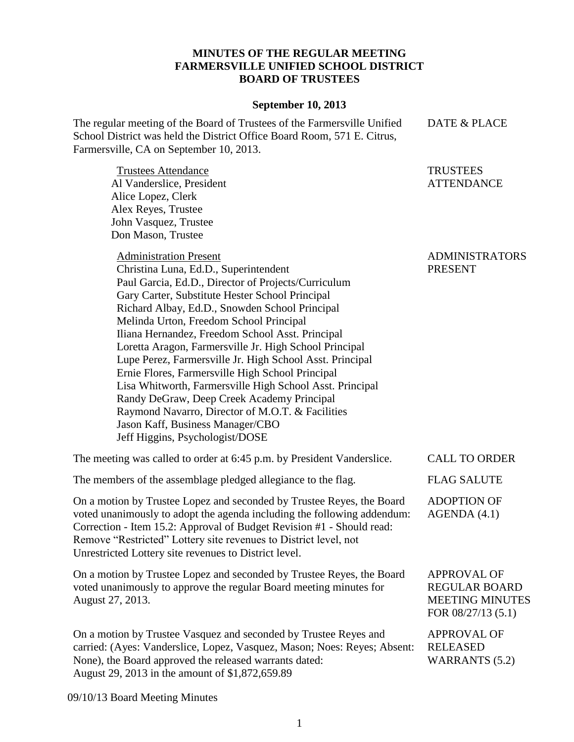**MINUTES OF THE REGULAR MEETING**
**FARMERSVILLE UNIFIED SCHOOL DISTRICT**
**BOARD OF TRUSTEES**

**September 10, 2013**

DATE & PLACE

The regular meeting of the Board of Trustees of the Farmersville Unified School District was held the District Office Board Room, 571 E. Citrus, Farmersville, CA on September 10, 2013.

TRUSTEES ATTENDANCE

Trustees Attendance
Al Vanderslice, President
Alice Lopez, Clerk
Alex Reyes, Trustee
John Vasquez, Trustee
Don Mason, Trustee

ADMINISTRATORS PRESENT

Administration Present
Christina Luna, Ed.D., Superintendent
Paul Garcia, Ed.D., Director of Projects/Curriculum
Gary Carter, Substitute Hester School Principal
Richard Albay, Ed.D., Snowden School Principal
Melinda Urton, Freedom School Principal
Iliana Hernandez, Freedom School Asst. Principal
Loretta Aragon, Farmersville Jr. High School Principal
Lupe Perez, Farmersville Jr. High School Asst. Principal
Ernie Flores, Farmersville High School Principal
Lisa Whitworth, Farmersville High School Asst. Principal
Randy DeGraw, Deep Creek Academy Principal
Raymond Navarro, Director of M.O.T. & Facilities
Jason Kaff, Business Manager/CBO
Jeff Higgins, Psychologist/DOSE

CALL TO ORDER

The meeting was called to order at 6:45 p.m. by President Vanderslice.

FLAG SALUTE

The members of the assemblage pledged allegiance to the flag.

ADOPTION OF AGENDA (4.1)

On a motion by Trustee Lopez and seconded by Trustee Reyes, the Board voted unanimously to adopt the agenda including the following addendum: Correction - Item 15.2: Approval of Budget Revision #1 - Should read: Remove "Restricted" Lottery site revenues to District level, not Unrestricted Lottery site revenues to District level.

APPROVAL OF REGULAR BOARD MEETING MINUTES FOR 08/27/13 (5.1)

On a motion by Trustee Lopez and seconded by Trustee Reyes, the Board voted unanimously to approve the regular Board meeting minutes for August 27, 2013.

APPROVAL OF RELEASED WARRANTS (5.2)

On a motion by Trustee Vasquez and seconded by Trustee Reyes and carried: (Ayes: Vanderslice, Lopez, Vasquez, Mason; Noes: Reyes; Absent: None), the Board approved the released warrants dated: August 29, 2013 in the amount of $1,872,659.89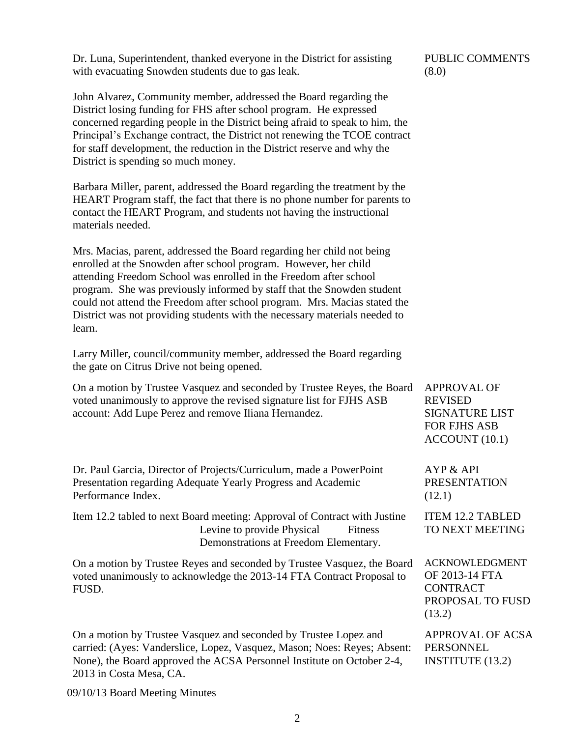**PUBLIC COMMENTS (8.0)**

Dr. Luna, Superintendent, thanked everyone in the District for assisting with evacuating Snowden students due to gas leak.

John Alvarez, Community member, addressed the Board regarding the District losing funding for FHS after school program. He expressed concerned regarding people in the District being afraid to speak to him, the Principal's Exchange contract, the District not renewing the TCOE contract for staff development, the reduction in the District reserve and why the District is spending so much money.

Barbara Miller, parent, addressed the Board regarding the treatment by the HEART Program staff, the fact that there is no phone number for parents to contact the HEART Program, and students not having the instructional materials needed.

Mrs. Macias, parent, addressed the Board regarding her child not being enrolled at the Snowden after school program. However, her child attending Freedom School was enrolled in the Freedom after school program. She was previously informed by staff that the Snowden student could not attend the Freedom after school program. Mrs. Macias stated the District was not providing students with the necessary materials needed to learn.

Larry Miller, council/community member, addressed the Board regarding the gate on Citrus Drive not being opened.

**APPROVAL OF REVISED SIGNATURE LIST FOR FJHS ASB ACCOUNT (10.1)**

On a motion by Trustee Vasquez and seconded by Trustee Reyes, the Board voted unanimously to approve the revised signature list for FJHS ASB account: Add Lupe Perez and remove Iliana Hernandez.

**AYP & API PRESENTATION (12.1)**

Dr. Paul Garcia, Director of Projects/Curriculum, made a PowerPoint Presentation regarding Adequate Yearly Progress and Academic Performance Index.

**ITEM 12.2 TABLED TO NEXT MEETING**

Item 12.2 tabled to next Board meeting: Approval of Contract with Justine Levine to provide Physical Fitness Demonstrations at Freedom Elementary.

**ACKNOWLEDGMENT OF 2013-14 FTA CONTRACT PROPOSAL TO FUSD (13.2)**

On a motion by Trustee Reyes and seconded by Trustee Vasquez, the Board voted unanimously to acknowledge the 2013-14 FTA Contract Proposal to FUSD.

**APPROVAL OF ACSA PERSONNEL INSTITUTE (13.2)**

On a motion by Trustee Vasquez and seconded by Trustee Lopez and carried: (Ayes: Vanderslice, Lopez, Vasquez, Mason; Noes: Reyes; Absent: None), the Board approved the ACSA Personnel Institute on October 2-4, 2013 in Costa Mesa, CA.

09/10/13 Board Meeting Minutes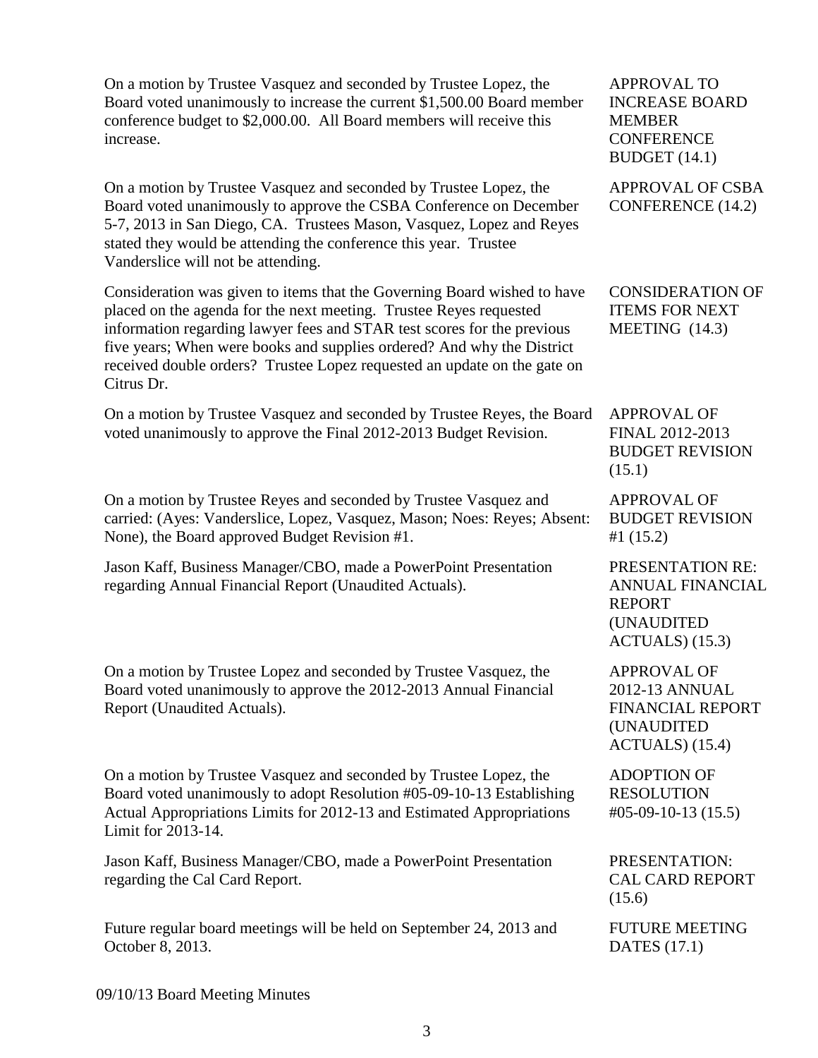On a motion by Trustee Vasquez and seconded by Trustee Lopez, the Board voted unanimously to increase the current $1,500.00 Board member conference budget to $2,000.00. All Board members will receive this increase.

**APPROVAL TO INCREASE BOARD MEMBER CONFERENCE BUDGET (14.1)**

On a motion by Trustee Vasquez and seconded by Trustee Lopez, the Board voted unanimously to approve the CSBA Conference on December 5-7, 2013 in San Diego, CA. Trustees Mason, Vasquez, Lopez and Reyes stated they would be attending the conference this year. Trustee Vanderslice will not be attending.

**APPROVAL OF CSBA CONFERENCE (14.2)**

Consideration was given to items that the Governing Board wished to have placed on the agenda for the next meeting. Trustee Reyes requested information regarding lawyer fees and STAR test scores for the previous five years; When were books and supplies ordered? And why the District received double orders? Trustee Lopez requested an update on the gate on Citrus Dr.

**CONSIDERATION OF ITEMS FOR NEXT MEETING (14.3)**

On a motion by Trustee Vasquez and seconded by Trustee Reyes, the Board voted unanimously to approve the Final 2012-2013 Budget Revision.

**APPROVAL OF FINAL 2012-2013 BUDGET REVISION (15.1)**

On a motion by Trustee Reyes and seconded by Trustee Vasquez and carried: (Ayes: Vanderslice, Lopez, Vasquez, Mason; Noes: Reyes; Absent: None), the Board approved Budget Revision #1.

**APPROVAL OF BUDGET REVISION #1 (15.2)**

Jason Kaff, Business Manager/CBO, made a PowerPoint Presentation regarding Annual Financial Report (Unaudited Actuals).

**PRESENTATION RE: ANNUAL FINANCIAL REPORT (UNAUDITED ACTUALS) (15.3)**

On a motion by Trustee Lopez and seconded by Trustee Vasquez, the Board voted unanimously to approve the 2012-2013 Annual Financial Report (Unaudited Actuals).

**APPROVAL OF 2012-13 ANNUAL FINANCIAL REPORT (UNAUDITED ACTUALS) (15.4)**

On a motion by Trustee Vasquez and seconded by Trustee Lopez, the Board voted unanimously to adopt Resolution #05-09-10-13 Establishing Actual Appropriations Limits for 2012-13 and Estimated Appropriations Limit for 2013-14.

**ADOPTION OF RESOLUTION #05-09-10-13 (15.5)**

Jason Kaff, Business Manager/CBO, made a PowerPoint Presentation regarding the Cal Card Report.

**PRESENTATION: CAL CARD REPORT (15.6)**

Future regular board meetings will be held on September 24, 2013 and October 8, 2013.

**FUTURE MEETING DATES (17.1)**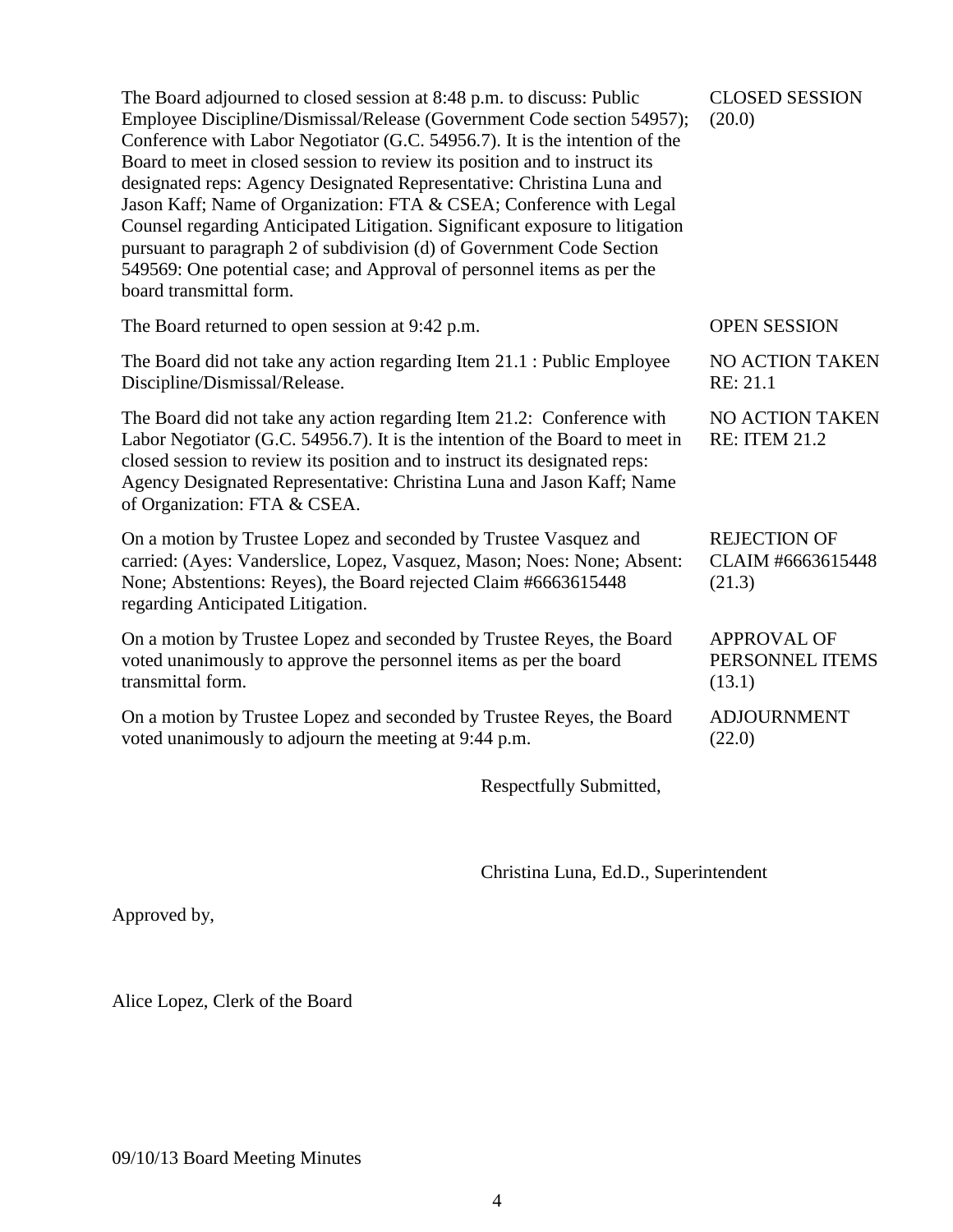The Board adjourned to closed session at 8:48 p.m. to discuss: Public Employee Discipline/Dismissal/Release (Government Code section 54957); Conference with Labor Negotiator (G.C. 54956.7). It is the intention of the Board to meet in closed session to review its position and to instruct its designated reps: Agency Designated Representative: Christina Luna and Jason Kaff; Name of Organization: FTA & CSEA; Conference with Legal Counsel regarding Anticipated Litigation. Significant exposure to litigation pursuant to paragraph 2 of subdivision (d) of Government Code Section 549569: One potential case; and Approval of personnel items as per the board transmittal form. — CLOSED SESSION (20.0)

The Board returned to open session at 9:42 p.m. — OPEN SESSION

The Board did not take any action regarding Item 21.1 : Public Employee Discipline/Dismissal/Release. — NO ACTION TAKEN RE: 21.1

The Board did not take any action regarding Item 21.2: Conference with Labor Negotiator (G.C. 54956.7). It is the intention of the Board to meet in closed session to review its position and to instruct its designated reps: Agency Designated Representative: Christina Luna and Jason Kaff; Name of Organization: FTA & CSEA. — NO ACTION TAKEN RE: ITEM 21.2

On a motion by Trustee Lopez and seconded by Trustee Vasquez and carried: (Ayes: Vanderslice, Lopez, Vasquez, Mason; Noes: None; Absent: None; Abstentions: Reyes), the Board rejected Claim #6663615448 regarding Anticipated Litigation. — REJECTION OF CLAIM #6663615448 (21.3)

On a motion by Trustee Lopez and seconded by Trustee Reyes, the Board voted unanimously to approve the personnel items as per the board transmittal form. — APPROVAL OF PERSONNEL ITEMS (13.1)

On a motion by Trustee Lopez and seconded by Trustee Reyes, the Board voted unanimously to adjourn the meeting at 9:44 p.m. — ADJOURNMENT (22.0)

Respectfully Submitted,

Christina Luna, Ed.D., Superintendent

Approved by,

Alice Lopez, Clerk of the Board

09/10/13 Board Meeting Minutes